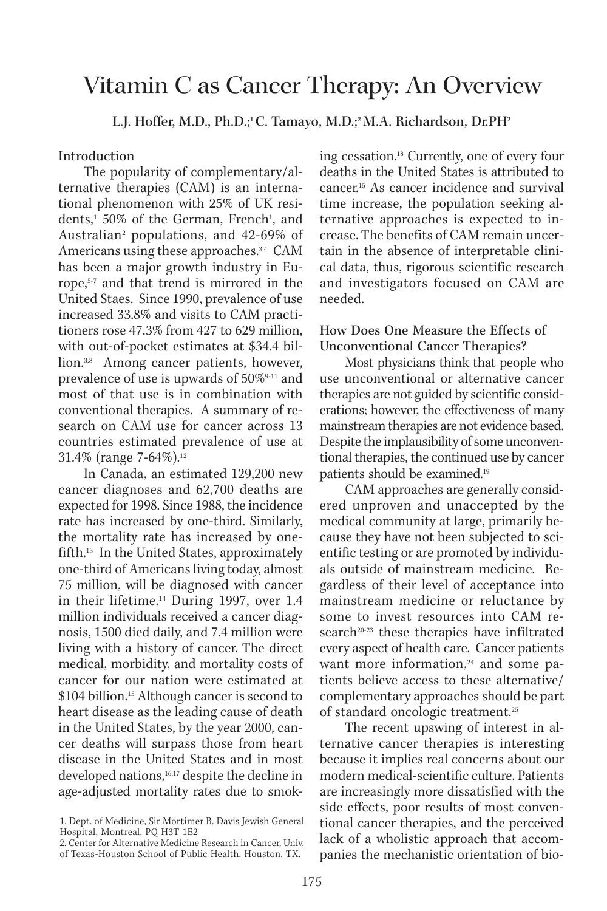# Vitamin C as Cancer Therapy: An Overview

**L.J. Hoffer, M.D., Ph.D.;[1] C. Tamayo, M.D.;[2] M.A. Richardson, Dr.PH[2]**

### Introduction

The popularity of complementary/alternative therapies (CAM) is an international phenomenon with 25% of UK residents,[1] 50% of the German, French[1], and Australian[2] populations, and 42-69% of Americans using these approaches.[3,4] CAM has been a major growth industry in Europe,[5-7] and that trend is mirrored in the United Staes. Since 1990, prevalence of use increased 33.8% and visits to CAM practitioners rose 47.3% from 427 to 629 million, with out-of-pocket estimates at $34.4 billion.[3,8] Among cancer patients, however, prevalence of use is upwards of 50%[9-11] and most of that use is in combination with conventional therapies. A summary of research on CAM use for cancer across 13 countries estimated prevalence of use at 31.4% (range 7-64%).[12]

In Canada, an estimated 129,200 new cancer diagnoses and 62,700 deaths are expected for 1998. Since 1988, the incidence rate has increased by one-third. Similarly, the mortality rate has increased by one-fifth.[13] In the United States, approximately one-third of Americans living today, almost 75 million, will be diagnosed with cancer in their lifetime.[14] During 1997, over 1.4 million individuals received a cancer diagnosis, 1500 died daily, and 7.4 million were living with a history of cancer. The direct medical, morbidity, and mortality costs of cancer for our nation were estimated at $104 billion.[15] Although cancer is second to heart disease as the leading cause of death in the United States, by the year 2000, cancer deaths will surpass those from heart disease in the United States and in most developed nations,[16,17] despite the decline in age-adjusted mortality rates due to smoking cessation.[18] Currently, one of every four deaths in the United States is attributed to cancer.[15] As cancer incidence and survival time increase, the population seeking alternative approaches is expected to increase. The benefits of CAM remain uncertain in the absence of interpretable clinical data, thus, rigorous scientific research and investigators focused on CAM are needed.

### How Does One Measure the Effects of Unconventional Cancer Therapies?

Most physicians think that people who use unconventional or alternative cancer therapies are not guided by scientific considerations; however, the effectiveness of many mainstream therapies are not evidence based. Despite the implausibility of some unconventional therapies, the continued use by cancer patients should be examined.[19]

CAM approaches are generally considered unproven and unaccepted by the medical community at large, primarily because they have not been subjected to scientific testing or are promoted by individuals outside of mainstream medicine. Regardless of their level of acceptance into mainstream medicine or reluctance by some to invest resources into CAM research[20-23] these therapies have infiltrated every aspect of health care. Cancer patients want more information,[24] and some patients believe access to these alternative/complementary approaches should be part of standard oncologic treatment.[25]

The recent upswing of interest in alternative cancer therapies is interesting because it implies real concerns about our modern medical-scientific culture. Patients are increasingly more dissatisfied with the side effects, poor results of most conventional cancer therapies, and the perceived lack of a wholistic approach that accompanies the mechanistic orientation of bio-

1. Dept. of Medicine, Sir Mortimer B. Davis Jewish General Hospital, Montreal, PQ H3T 1E2
2. Center for Alternative Medicine Research in Cancer, Univ. of Texas-Houston School of Public Health, Houston, TX.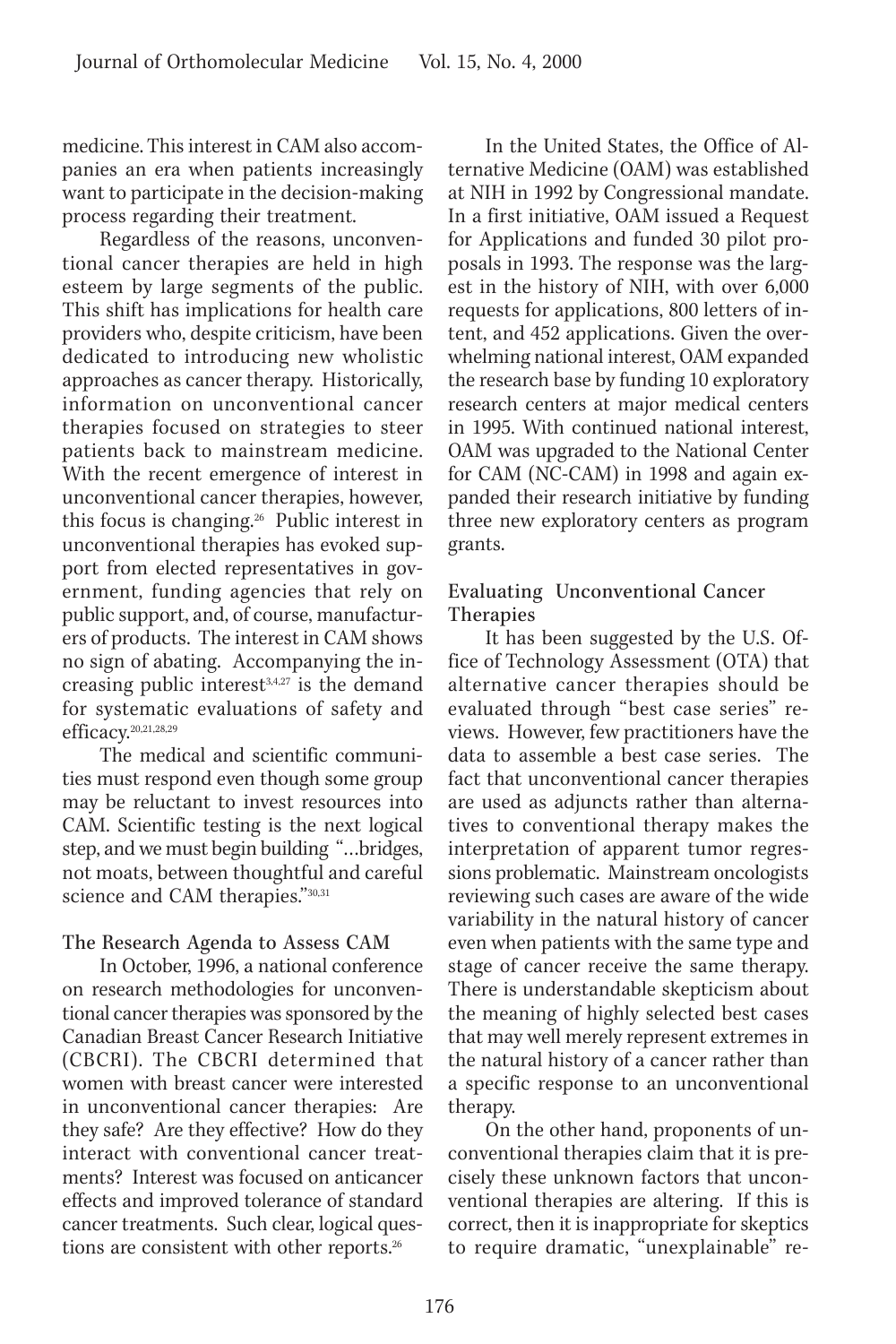medicine. This interest in CAM also accompanies an era when patients increasingly want to participate in the decision-making process regarding their treatment.

Regardless of the reasons, unconventional cancer therapies are held in high esteem by large segments of the public. This shift has implications for health care providers who, despite criticism, have been dedicated to introducing new wholistic approaches as cancer therapy. Historically, information on unconventional cancer therapies focused on strategies to steer patients back to mainstream medicine. With the recent emergence of interest in unconventional cancer therapies, however, this focus is changing.[26] Public interest in unconventional therapies has evoked support from elected representatives in government, funding agencies that rely on public support, and, of course, manufacturers of products. The interest in CAM shows no sign of abating. Accompanying the increasing public interest[3,4,27] is the demand for systematic evaluations of safety and efficacy.[20,21,28,29]

The medical and scientific communities must respond even though some group may be reluctant to invest resources into CAM. Scientific testing is the next logical step, and we must begin building "...bridges, not moats, between thoughtful and careful science and CAM therapies."[30,31]

## The Research Agenda to Assess CAM

In October, 1996, a national conference on research methodologies for unconventional cancer therapies was sponsored by the Canadian Breast Cancer Research Initiative (CBCRI). The CBCRI determined that women with breast cancer were interested in unconventional cancer therapies: Are they safe? Are they effective? How do they interact with conventional cancer treatments? Interest was focused on anticancer effects and improved tolerance of standard cancer treatments. Such clear, logical questions are consistent with other reports.[26]

In the United States, the Office of Alternative Medicine (OAM) was established at NIH in 1992 by Congressional mandate. In a first initiative, OAM issued a Request for Applications and funded 30 pilot proposals in 1993. The response was the largest in the history of NIH, with over 6,000 requests for applications, 800 letters of intent, and 452 applications. Given the overwhelming national interest, OAM expanded the research base by funding 10 exploratory research centers at major medical centers in 1995. With continued national interest, OAM was upgraded to the National Center for CAM (NC-CAM) in 1998 and again expanded their research initiative by funding three new exploratory centers as program grants.

## Evaluating Unconventional Cancer Therapies

It has been suggested by the U.S. Office of Technology Assessment (OTA) that alternative cancer therapies should be evaluated through "best case series" reviews. However, few practitioners have the data to assemble a best case series. The fact that unconventional cancer therapies are used as adjuncts rather than alternatives to conventional therapy makes the interpretation of apparent tumor regressions problematic. Mainstream oncologists reviewing such cases are aware of the wide variability in the natural history of cancer even when patients with the same type and stage of cancer receive the same therapy. There is understandable skepticism about the meaning of highly selected best cases that may well merely represent extremes in the natural history of a cancer rather than a specific response to an unconventional therapy.

On the other hand, proponents of unconventional therapies claim that it is precisely these unknown factors that unconventional therapies are altering. If this is correct, then it is inappropriate for skeptics to require dramatic, "unexplainable" re-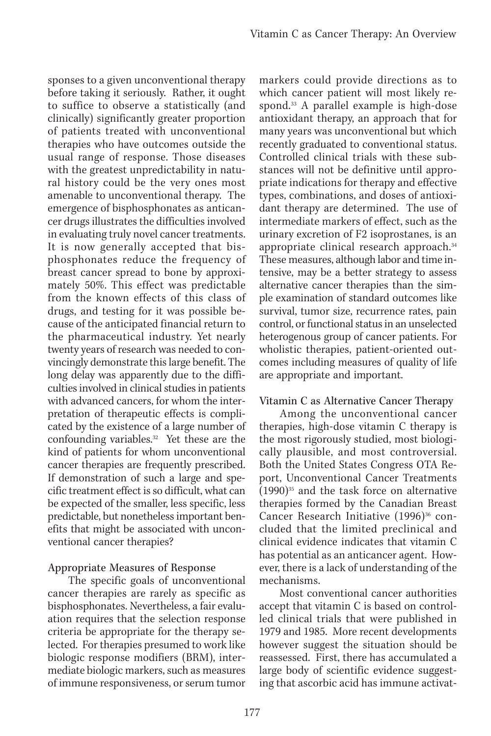sponses to a given unconventional therapy before taking it seriously. Rather, it ought to suffice to observe a statistically (and clinically) significantly greater proportion of patients treated with unconventional therapies who have outcomes outside the usual range of response. Those diseases with the greatest unpredictability in natural history could be the very ones most amenable to unconventional therapy. The emergence of bisphosphonates as anticancer drugs illustrates the difficulties involved in evaluating truly novel cancer treatments. It is now generally accepted that bisphosphonates reduce the frequency of breast cancer spread to bone by approximately 50%. This effect was predictable from the known effects of this class of drugs, and testing for it was possible because of the anticipated financial return to the pharmaceutical industry. Yet nearly twenty years of research was needed to convincingly demonstrate this large benefit. The long delay was apparently due to the difficulties involved in clinical studies in patients with advanced cancers, for whom the interpretation of therapeutic effects is complicated by the existence of a large number of confounding variables.[32] Yet these are the kind of patients for whom unconventional cancer therapies are frequently prescribed. If demonstration of such a large and specific treatment effect is so difficult, what can be expected of the smaller, less specific, less predictable, but nonetheless important benefits that might be associated with unconventional cancer therapies?

### Appropriate Measures of Response

The specific goals of unconventional cancer therapies are rarely as specific as bisphosphonates. Nevertheless, a fair evaluation requires that the selection response criteria be appropriate for the therapy selected. For therapies presumed to work like biologic response modifiers (BRM), intermediate biologic markers, such as measures of immune responsiveness, or serum tumor markers could provide directions as to which cancer patient will most likely respond.[33] A parallel example is high-dose antioxidant therapy, an approach that for many years was unconventional but which recently graduated to conventional status. Controlled clinical trials with these substances will not be definitive until appropriate indications for therapy and effective types, combinations, and doses of antioxidant therapy are determined. The use of intermediate markers of effect, such as the urinary excretion of F2 isoprostanes, is an appropriate clinical research approach.[34] These measures, although labor and time intensive, may be a better strategy to assess alternative cancer therapies than the simple examination of standard outcomes like survival, tumor size, recurrence rates, pain control, or functional status in an unselected heterogenous group of cancer patients. For wholistic therapies, patient-oriented outcomes including measures of quality of life are appropriate and important.

### Vitamin C as Alternative Cancer Therapy

Among the unconventional cancer therapies, high-dose vitamin C therapy is the most rigorously studied, most biologically plausible, and most controversial. Both the United States Congress OTA Report, Unconventional Cancer Treatments (1990)[35] and the task force on alternative therapies formed by the Canadian Breast Cancer Research Initiative (1996)[36] concluded that the limited preclinical and clinical evidence indicates that vitamin C has potential as an anticancer agent. However, there is a lack of understanding of the mechanisms.

Most conventional cancer authorities accept that vitamin C is based on controlled clinical trials that were published in 1979 and 1985. More recent developments however suggest the situation should be reassessed. First, there has accumulated a large body of scientific evidence suggesting that ascorbic acid has immune activat-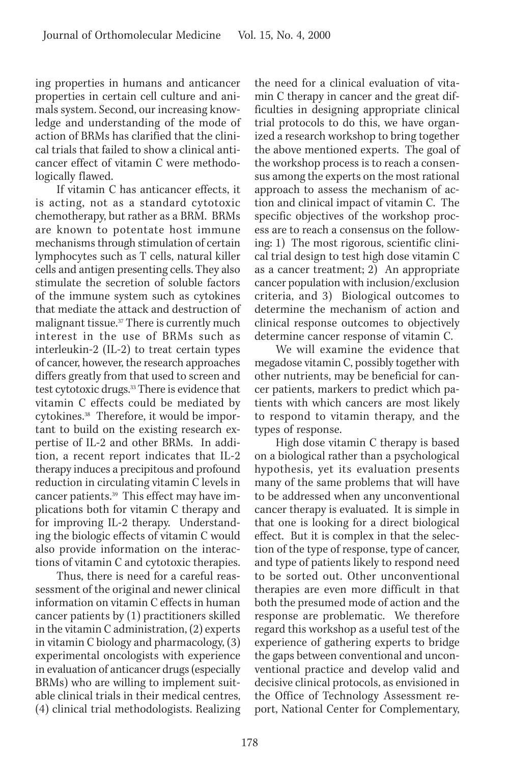ing properties in humans and anticancer properties in certain cell culture and animals system. Second, our increasing knowledge and understanding of the mode of action of BRMs has clarified that the clinical trials that failed to show a clinical anticancer effect of vitamin C were methodologically flawed.

If vitamin C has anticancer effects, it is acting, not as a standard cytotoxic chemotherapy, but rather as a BRM. BRMs are known to potentate host immune mechanisms through stimulation of certain lymphocytes such as T cells, natural killer cells and antigen presenting cells. They also stimulate the secretion of soluble factors of the immune system such as cytokines that mediate the attack and destruction of malignant tissue.[37] There is currently much interest in the use of BRMs such as interleukin-2 (IL-2) to treat certain types of cancer, however, the research approaches differs greatly from that used to screen and test cytotoxic drugs.[33] There is evidence that vitamin C effects could be mediated by cytokines.[38] Therefore, it would be important to build on the existing research expertise of IL-2 and other BRMs. In addition, a recent report indicates that IL-2 therapy induces a precipitous and profound reduction in circulating vitamin C levels in cancer patients.[39] This effect may have implications both for vitamin C therapy and for improving IL-2 therapy. Understanding the biologic effects of vitamin C would also provide information on the interactions of vitamin C and cytotoxic therapies.

Thus, there is need for a careful reassessment of the original and newer clinical information on vitamin C effects in human cancer patients by (1) practitioners skilled in the vitamin C administration, (2) experts in vitamin C biology and pharmacology, (3) experimental oncologists with experience in evaluation of anticancer drugs (especially BRMs) who are willing to implement suitable clinical trials in their medical centres, (4) clinical trial methodologists. Realizing the need for a clinical evaluation of vitamin C therapy in cancer and the great difficulties in designing appropriate clinical trial protocols to do this, we have organized a research workshop to bring together the above mentioned experts. The goal of the workshop process is to reach a consensus among the experts on the most rational approach to assess the mechanism of action and clinical impact of vitamin C. The specific objectives of the workshop process are to reach a consensus on the following: 1) The most rigorous, scientific clinical trial design to test high dose vitamin C as a cancer treatment; 2) An appropriate cancer population with inclusion/exclusion criteria, and 3) Biological outcomes to determine the mechanism of action and clinical response outcomes to objectively determine cancer response of vitamin C.

We will examine the evidence that megadose vitamin C, possibly together with other nutrients, may be beneficial for cancer patients, markers to predict which patients with which cancers are most likely to respond to vitamin therapy, and the types of response.

High dose vitamin C therapy is based on a biological rather than a psychological hypothesis, yet its evaluation presents many of the same problems that will have to be addressed when any unconventional cancer therapy is evaluated. It is simple in that one is looking for a direct biological effect. But it is complex in that the selection of the type of response, type of cancer, and type of patients likely to respond need to be sorted out. Other unconventional therapies are even more difficult in that both the presumed mode of action and the response are problematic. We therefore regard this workshop as a useful test of the experience of gathering experts to bridge the gaps between conventional and unconventional practice and develop valid and decisive clinical protocols, as envisioned in the Office of Technology Assessment report, National Center for Complementary,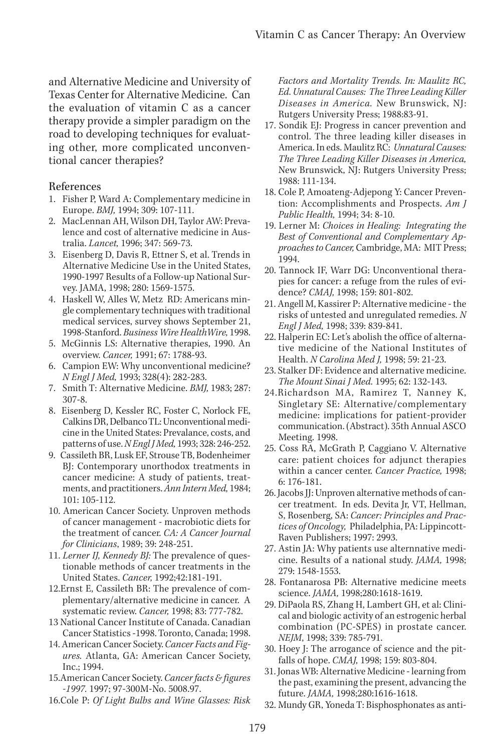and Alternative Medicine and University of Texas Center for Alternative Medicine. Can the evaluation of vitamin C as a cancer therapy provide a simpler paradigm on the road to developing techniques for evaluating other, more complicated unconventional cancer therapies?

## References

1. Fisher P, Ward A: Complementary medicine in Europe. *BMJ,* 1994; 309: 107-111.
2. MacLennan AH, Wilson DH, Taylor AW: Prevalence and cost of alternative medicine in Australia. *Lancet,* 1996; 347: 569-73.
3. Eisenberg D, Davis R, Ettner S, et al. Trends in Alternative Medicine Use in the United States, 1990-1997 Results of a Follow-up National Survey. JAMA, 1998; 280: 1569-1575.
4. Haskell W, Alles W, Metz RD: Americans mingle complementary techniques with traditional medical services, survey shows September 21, 1998-Stanford. *Business Wire HealthWire,* 1998.
5. McGinnis LS: Alternative therapies, 1990. An overview. *Cancer,* 1991; 67: 1788-93.
6. Campion EW: Why unconventional medicine? *N Engl J Med,* 1993; 328(4): 282-283.
7. Smith T: Alternative Medicine. *BMJ,* 1983; 287: 307-8.
8. Eisenberg D, Kessler RC, Foster C, Norlock FE, Calkins DR, Delbanco TL: Unconventional medicine in the United States: Prevalance, costs, and patterns of use. *N Engl J Med,* 1993; 328: 246-252.
9. Cassileth BR, Lusk EF, Strouse TB, Bodenheimer BJ: Contemporary unorthodox treatments in cancer medicine: A study of patients, treatments, and practitioners. *Ann Intern Med,* 1984; 101: 105-112.
10. American Cancer Society. Unproven methods of cancer management - macrobiotic diets for the treatment of cancer. *CA: A Cancer Journal for Clinicians*, 1989; 39: 248-251.
11. *Lerner IJ, Kennedy BJ:* The prevalence of questionable methods of cancer treatments in the United States. *Cancer,* 1992;42:181-191.
12. Ernst E, Cassileth BR: The prevalence of complementary/alternative medicine in cancer. A systematic review. *Cancer,* 1998; 83: 777-782.
13. National Cancer Institute of Canada. Canadian Cancer Statistics -1998. Toronto, Canada; 1998.
14. American Cancer Society. *Cancer Facts and Figures.* Atlanta, GA: American Cancer Society, Inc.; 1994.
15. American Cancer Society. *Cancer facts & figures -1997.* 1997; 97-300M-No. 5008.97.
16. Cole P: *Of Light Bulbs and Wine Glasses: Risk Factors and Mortality Trends. In: Maulitz RC, Ed. Unnatural Causes: The Three Leading Killer Diseases in America.* New Brunswick, NJ: Rutgers University Press; 1988:83-91.
17. Sondik EJ: Progress in cancer prevention and control. The three leading killer diseases in America. In eds. Maulitz RC: *Unnatural Causes: The Three Leading Killer Diseases in America,* New Brunswick, NJ: Rutgers University Press; 1988: 111-134.
18. Cole P, Amoateng-Adjepong Y: Cancer Prevention: Accomplishments and Prospects. *Am J Public Health,* 1994; 34: 8-10.
19. Lerner M: *Choices in Healing: Integrating the Best of Conventional and Complementary Approaches to Cancer,* Cambridge, MA: MIT Press; 1994.
20. Tannock IF, Warr DG: Unconventional therapies for cancer: a refuge from the rules of evidence? *CMAJ,* 1998; 159: 801-802.
21. Angell M, Kassirer P: Alternative medicine - the risks of untested and unregulated remedies. *N Engl J Med,* 1998; 339: 839-841.
22. Halperin EC: Let's abolish the office of alternative medicine of the National Institutes of Health. *N Carolina Med J,* 1998; 59: 21-23.
23. Stalker DF: Evidence and alternative medicine. *The Mount Sinai J Med.* 1995; 62: 132-143.
24. Richardson MA, Ramirez T, Nanney K, Singletary SE: Alternative/complementary medicine: implications for patient-provider communication. (Abstract). 35th Annual ASCO Meeting. 1998.
25. Coss RA, McGrath P, Caggiano V. Alternative care: patient choices for adjunct therapies within a cancer center. *Cancer Practice,* 1998; 6: 176-181.
26. Jacobs JJ: Unproven alternative methods of cancer treatment. In eds. Devita Jr, VT, Hellman, S, Rosenberg, SA: *Cancer: Principles and Practices of Oncology,* Philadelphia, PA: Lippincott-Raven Publishers; 1997: 2993.
27. Astin JA: Why patients use alternnative medicine. Results of a national study. *JAMA,* 1998; 279: 1548-1553.
28. Fontanarosa PB: Alternative medicine meets science. *JAMA,* 1998;280:1618-1619.
29. DiPaola RS, Zhang H, Lambert GH, et al: Clinical and biologic activity of an estrogenic herbal combination (PC-SPES) in prostate cancer. *NEJM*, 1998; 339: 785-791.
30. Hoey J: The arrogance of science and the pitfalls of hope. *CMAJ,* 1998; 159: 803-804.
31. Jonas WB: Alternative Medicine - learning from the past, examining the present, advancing the future. *JAMA,* 1998;280:1616-1618.
32. Mundy GR, Yoneda T: Bisphosphonates as anti-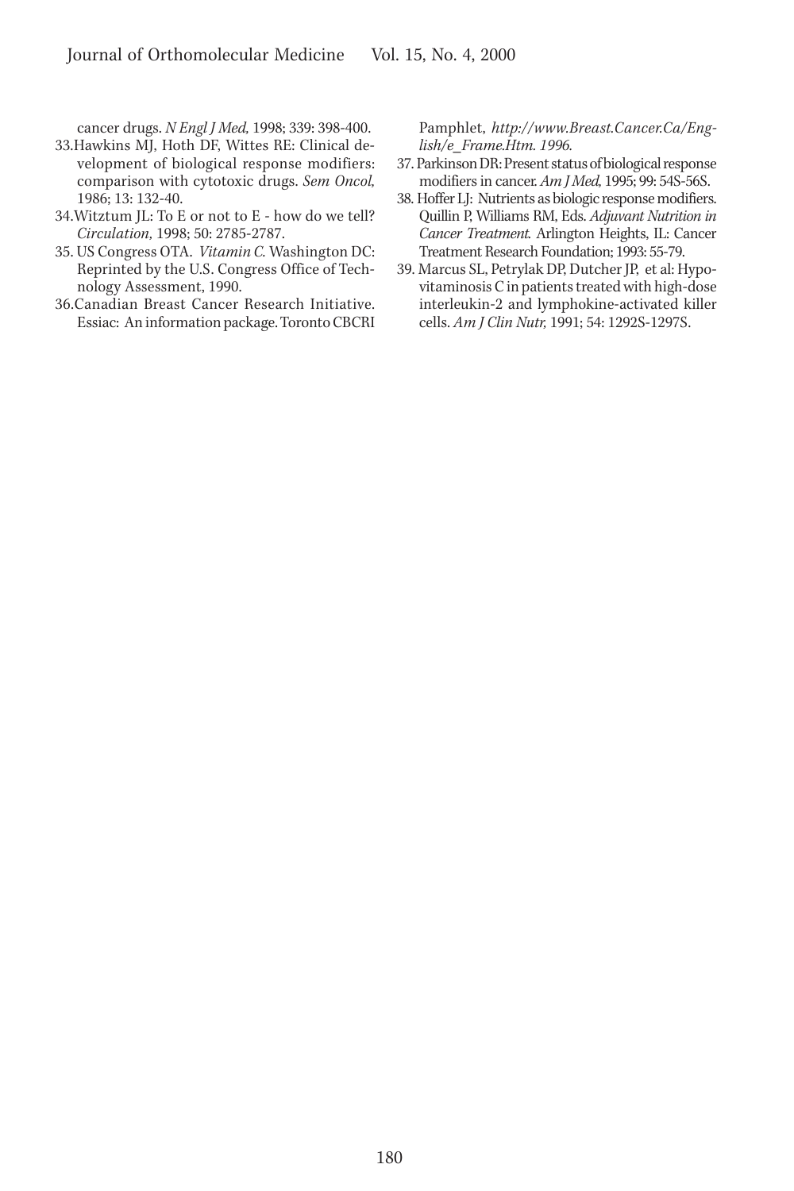cancer drugs. *N Engl J Med,* 1998; 339: 398-400.

33. Hawkins MJ, Hoth DF, Wittes RE: Clinical development of biological response modifiers: comparison with cytotoxic drugs. *Sem Oncol,* 1986; 13: 132-40.
34. Witztum JL: To E or not to E - how do we tell? *Circulation,* 1998; 50: 2785-2787.
35. US Congress OTA. *Vitamin C.* Washington DC: Reprinted by the U.S. Congress Office of Technology Assessment, 1990.
36. Canadian Breast Cancer Research Initiative. Essiac: An information package. Toronto CBCRI Pamphlet, *http://www.Breast.Cancer.Ca/English/e_Frame.Htm. 1996.*
37. Parkinson DR: Present status of biological response modifiers in cancer. *Am J Med,* 1995; 99: 54S-56S.
38. Hoffer LJ: Nutrients as biologic response modifiers. Quillin P, Williams RM, Eds. *Adjuvant Nutrition in Cancer Treatment.* Arlington Heights, IL: Cancer Treatment Research Foundation; 1993: 55-79.
39. Marcus SL, Petrylak DP, Dutcher JP, et al: Hypovitaminosis C in patients treated with high-dose interleukin-2 and lymphokine-activated killer cells. *Am J Clin Nutr,* 1991; 54: 1292S-1297S.